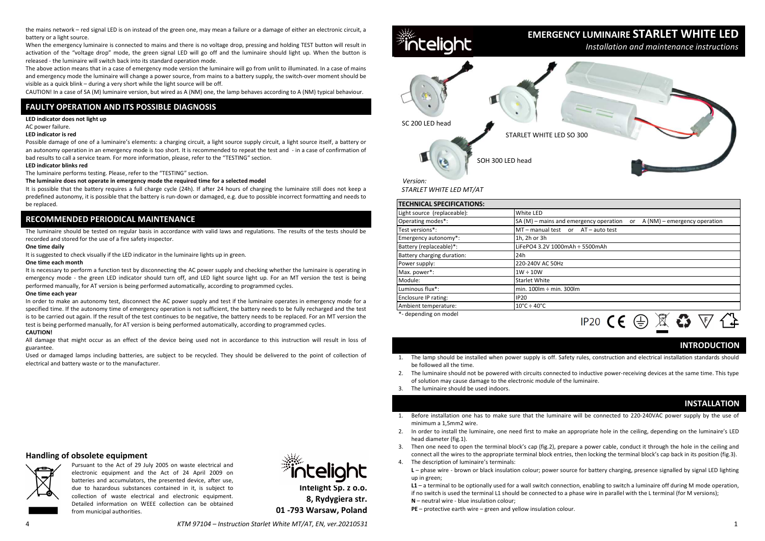the mains network – red signal LED is on instead of the green one, may mean a failure or a damage of either an electronic circuit, a battery or a light source.

When the emergency luminaire is connected to mains and there is no voltage drop, pressing and holding TEST button will result in activation of the "voltage drop" mode, the green signal LED will go off and the luminaire should light up. When the button is released - the luminaire will switch back into its standard operation mode.

The above action means that in a case of emergency mode version the luminaire will go from unlit to illuminated. In a case of mains and emergency mode the luminaire will change a power source, from mains to a battery supply, the switch-over moment should be visible as a quick blink – during a very short while the light source will be off.

CAUTION! In a case of SA (M) luminaire version, but wired as A (NM) one, the lamp behaves according to A (NM) typical behaviour.

## FAULTY OPERATION AND ITS POSSIBLE DIAGNOSIS

**LED indicator does not light up**

AC power failure.

**LED indicator is red**

Possible damage of one of a luminaire's elements: a charging circuit, a light source supply circuit, a light source itself, a battery or an autonomy operation in an emergency mode is too short. It is recommended to repeat the test and - in a case of confirmation of bad results to call a service team. For more information, please, refer to the "TESTING" section.

**LED indicator blinks red**

The luminaire performs testing. Please, refer to the "TESTING" section.

**The luminaire does not operate in emergency mode the required time for a selected model**

It is possible that the battery requires a full charge cycle (24h). If after 24 hours of charging the luminaire still does not keep a predefined autonomy, it is possible that the battery is run-down or damaged, e.g. due to possible incorrect formatting and needs to be replaced.

## RECOMMENDED PERIODICAL MAINTENANCE

The luminaire should be tested on regular basis in accordance with valid laws and regulations. The results of the tests should be recorded and stored for the use of a fire safety inspector.

**One time daily**

It is suggested to check visually if the LED indicator in the luminaire lights up in green.

**One time each month**

It is necessary to perform a function test by disconnecting the AC power supply and checking whether the luminaire is operating in emergency mode - the green LED indicator should turn off, and LED light source light up. For an MT version the test is being performed manually, for AT version is being performed automatically, according to programmed cycles.

**One time each year**

In order to make an autonomy test, disconnect the AC power supply and test if the luminaire operates in emergency mode for a specified time. If the autonomy time of emergency operation is not sufficient, the battery needs to be fully recharged and the test is to be carried out again. If the result of the test continues to be negative, the battery needs to be replaced. For an MT version the test is being performed manually, for AT version is being performed automatically, according to programmed cycles.

**CAUTION!**

All damage that might occur as an effect of the device being used not in accordance to this instruction will result in loss of guarantee.

Used or damaged lamps including batteries, are subject to be recycled. They should be delivered to the point of collection of electrical and battery waste or to the manufacturer.

### Handling of obsolete equipment

Pursuant to the Act of 29 July 2005 on waste electrical and electronic equipment and the Act of 24 April 2009 on batteries and accumulators, the presented device, after use, due to hazardous substances contained in it, is subject to collection of waste electrical and electronic equipment. Detailed information on WEEE collection can be obtained from municipal authorities.

**Intelight Sp. z o.o.**
**8, Rydygiera str.**
**01 -793 Warsaw, Poland**

KTM 97104 – Instruction Starlet White MT/AT, EN, ver.20210531

# EMERGENCY LUMINAIRE STARLET WHITE LED

*Installation and maintenance instructions*

SC 200 LED head

STARLET WHITE LED SO 300

SOH 300 LED head

*Version:*
*STARLET WHITE LED MT/AT*

| TECHNICAL SPECIFICATIONS: | |
|---|---|
| Light source (replaceable): | White LED |
| Operating modes*: | SA (M) – mains and emergency operation or A (NM) – emergency operation |
| Test versions*: | MT – manual test or AT – auto test |
| Emergency autonomy*: | 1h, 2h or 3h |
| Battery (replaceable)*: | LiFePO4 3.2V 1000mAh ÷ 5500mAh |
| Battery charging duration: | 24h |
| Power supply: | 220-240V AC 50Hz |
| Max. power*: | 1W ÷ 10W |
| Module: | Starlet White |
| Luminous flux*: | min. 100lm ÷ min. 300lm |
| Enclosure IP rating: | IP20 |
| Ambient temperature: | 10°C ÷ 40°C |

*- depending on model

IP20

## INTRODUCTION

1. The lamp should be installed when power supply is off. Safety rules, construction and electrical installation standards should be followed all the time.
2. The luminaire should not be powered with circuits connected to inductive power-receiving devices at the same time. This type of solution may cause damage to the electronic module of the luminaire.
3. The luminaire should be used indoors.

## INSTALLATION

1. Before installation one has to make sure that the luminaire will be connected to 220-240VAC power supply by the use of minimum a 1,5mm2 wire.
2. In order to install the luminaire, one need first to make an appropriate hole in the ceiling, depending on the luminaire's LED head diameter (fig.1).
3. Then one need to open the terminal block's cap (fig.2), prepare a power cable, conduct it through the hole in the ceiling and connect all the wires to the appropriate terminal block entries, then locking the terminal block's cap back in its position (fig.3).
4. The description of luminaire's terminals:

   **L** – phase wire - brown or black insulation colour; power source for battery charging, presence signalled by signal LED lighting up in green;

   **L1** – a terminal to be optionally used for a wall switch connection, enabling to switch a luminaire off during M mode operation, if no switch is used the terminal L1 should be connected to a phase wire in parallel with the L terminal (for M versions);

   **N** – neutral wire - blue insulation colour;

   **PE** – protective earth wire – green and yellow insulation colour.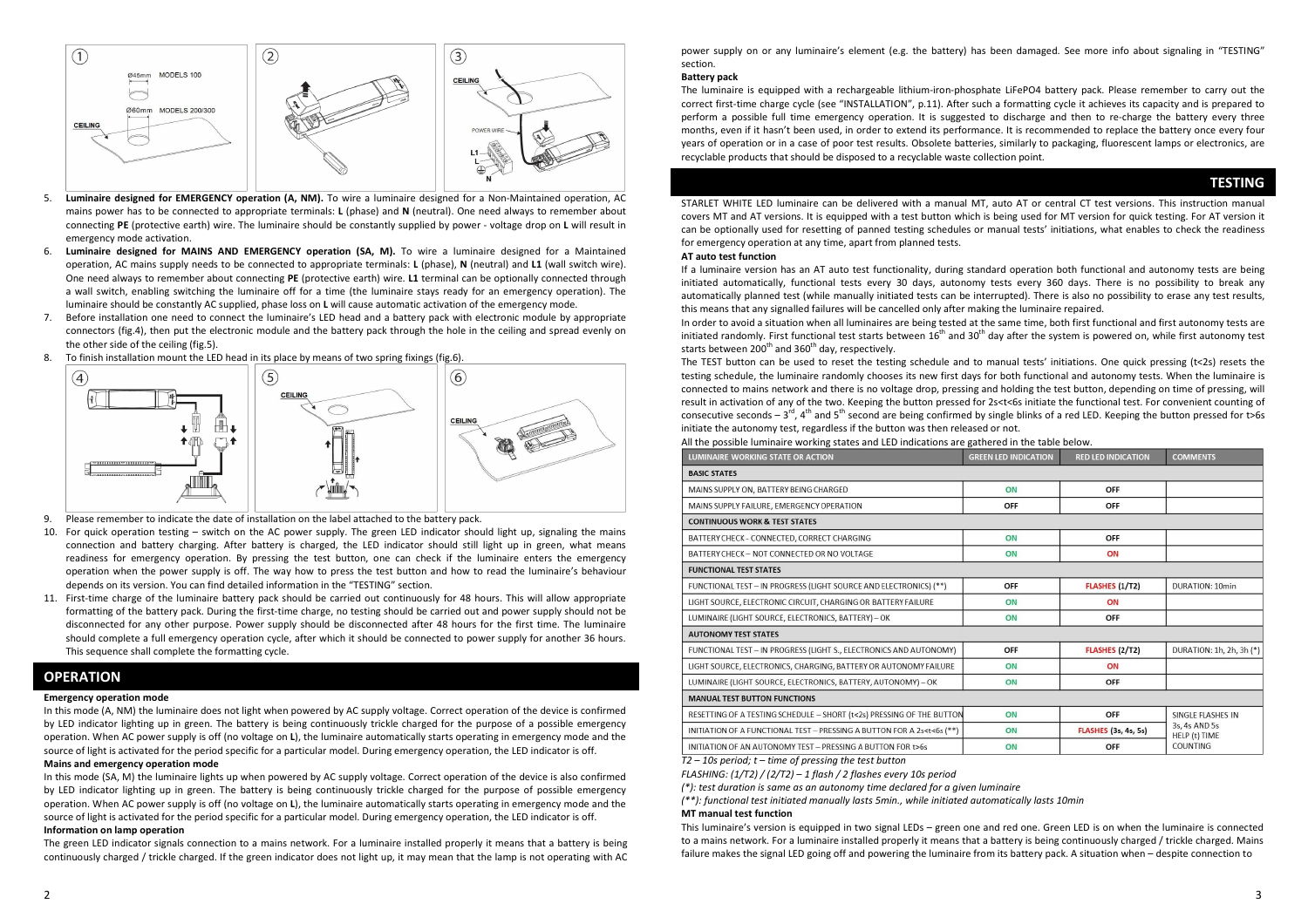5. **Luminaire designed for EMERGENCY operation (A, NM).** To wire a luminaire designed for a Non-Maintained operation, AC mains power has to be connected to appropriate terminals: **L** (phase) and **N** (neutral). One need always to remember about connecting **PE** (protective earth) wire. The luminaire should be constantly supplied by power - voltage drop on **L** will result in emergency mode activation.
6. **Luminaire designed for MAINS AND EMERGENCY operation (SA, M).** To wire a luminaire designed for a Maintained operation, AC mains supply needs to be connected to appropriate terminals: **L** (phase), **N** (neutral) and **L1** (wall switch wire). One need always to remember about connecting **PE** (protective earth) wire. **L1** terminal can be optionally connected through a wall switch, enabling switching the luminaire off for a time (the luminaire stays ready for an emergency operation). The luminaire should be constantly AC supplied, phase loss on **L** will cause automatic activation of the emergency mode.
7. Before installation one need to connect the luminaire's LED head and a battery pack with electronic module by appropriate connectors (fig.4), then put the electronic module and the battery pack through the hole in the ceiling and spread evenly on the other side of the ceiling (fig.5).
8. To finish installation mount the LED head in its place by means of two spring fixings (fig.6).
9. Please remember to indicate the date of installation on the label attached to the battery pack.
10. For quick operation testing – switch on the AC power supply. The green LED indicator should light up, signaling the mains connection and battery charging. After battery is charged, the LED indicator should still light up in green, what means readiness for emergency operation. By pressing the test button, one can check if the luminaire enters the emergency operation when the power supply is off. The way how to press the test button and how to read the luminaire's behaviour depends on its version. You can find detailed information in the "TESTING" section.
11. First-time charge of the luminaire battery pack should be carried out continuously for 48 hours. This will allow appropriate formatting of the battery pack. During the first-time charge, no testing should be carried out and power supply should not be disconnected for any other purpose. Power supply should be disconnected after 48 hours for the first time. The luminaire should complete a full emergency operation cycle, after which it should be connected to power supply for another 36 hours. This sequence shall complete the formatting cycle.

## OPERATION

**Emergency operation mode**

In this mode (A, NM) the luminaire does not light when powered by AC supply voltage. Correct operation of the device is confirmed by LED indicator lighting up in green. The battery is being continuously trickle charged for the purpose of a possible emergency operation. When AC power supply is off (no voltage on **L**), the luminaire automatically starts operating in emergency mode and the source of light is activated for the period specific for a particular model. During emergency operation, the LED indicator is off.

**Mains and emergency operation mode**

In this mode (SA, M) the luminaire lights up when powered by AC supply voltage. Correct operation of the device is also confirmed by LED indicator lighting up in green. The battery is being continuously trickle charged for the purpose of possible emergency operation. When AC power supply is off (no voltage on **L**), the luminaire automatically starts operating in emergency mode and the source of light is activated for the period specific for a particular model. During emergency operation, the LED indicator is off.

**Information on lamp operation**

The green LED indicator signals connection to a mains network. For a luminaire installed properly it means that a battery is being continuously charged / trickle charged. If the green indicator does not light up, it may mean that the lamp is not operating with AC power supply on or any luminaire's element (e.g. the battery) has been damaged. See more info about signaling in "TESTING" section.

**Battery pack**

The luminaire is equipped with a rechargeable lithium-iron-phosphate LiFePO4 battery pack. Please remember to carry out the correct first-time charge cycle (see "INSTALLATION", p.11). After such a formatting cycle it achieves its capacity and is prepared to perform a possible full time emergency operation. It is suggested to discharge and then to re-charge the battery every three months, even if it hasn't been used, in order to extend its performance. It is recommended to replace the battery once every four years of operation or in a case of poor test results. Obsolete batteries, similarly to packaging, fluorescent lamps or electronics, are recyclable products that should be disposed to a recyclable waste collection point.

## TESTING

STARLET WHITE LED luminaire can be delivered with a manual MT, auto AT or central CT test versions. This instruction manual covers MT and AT versions. It is equipped with a test button which is being used for MT version for quick testing. For AT version it can be optionally used for resetting of panned testing schedules or manual tests' initiations, what enables to check the readiness for emergency operation at any time, apart from planned tests.

**AT auto test function**

If a luminaire version has an AT auto test functionality, during standard operation both functional and autonomy tests are being initiated automatically, functional tests every 30 days, autonomy tests every 360 days. There is no possibility to break any automatically planned test (while manually initiated tests can be interrupted). There is also no possibility to erase any test results, this means that any signalled failures will be cancelled only after making the luminaire repaired.

In order to avoid a situation when all luminaires are being tested at the same time, both first functional and first autonomy tests are initiated randomly. First functional test starts between 16th and 30th day after the system is powered on, while first autonomy test starts between 200th and 360th day, respectively.

The TEST button can be used to reset the testing schedule and to manual tests' initiations. One quick pressing (t<2s) resets the testing schedule, the luminaire randomly chooses its new first days for both functional and autonomy tests. When the luminaire is connected to mains network and there is no voltage drop, pressing and holding the test button, depending on time of pressing, will result in activation of any of the two. Keeping the button pressed for 2s<t<6s initiate the functional test. For convenient counting of consecutive seconds – 3rd, 4th and 5th second are being confirmed by single blinks of a red LED. Keeping the button pressed for t>6s initiate the autonomy test, regardless if the button was then released or not.

All the possible luminaire working states and LED indications are gathered in the table below.

| LUMINAIRE WORKING STATE OR ACTION | GREEN LED INDICATION | RED LED INDICATION | COMMENTS |
|---|---|---|---|
| **BASIC STATES** | | | |
| MAINS SUPPLY ON, BATTERY BEING CHARGED | ON | OFF | |
| MAINS SUPPLY FAILURE, EMERGENCY OPERATION | OFF | OFF | |
| **CONTINUOUS WORK & TEST STATES** | | | |
| BATTERY CHECK - CONNECTED, CORRECT CHARGING | ON | OFF | |
| BATTERY CHECK – NOT CONNECTED OR NO VOLTAGE | ON | ON | |
| **FUNCTIONAL TEST STATES** | | | |
| FUNCTIONAL TEST – IN PROGRESS (LIGHT SOURCE AND ELECTRONICS) (**) | OFF | FLASHES (1/T2) | DURATION: 10min |
| LIGHT SOURCE, ELECTRONIC CIRCUIT, CHARGING OR BATTERY FAILURE | ON | ON | |
| LUMINAIRE (LIGHT SOURCE, ELECTRONICS, BATTERY) – OK | ON | OFF | |
| **AUTONOMY TEST STATES** | | | |
| FUNCTIONAL TEST – IN PROGRESS (LIGHT S., ELECTRONICS AND AUTONOMY) | OFF | FLASHES (2/T2) | DURATION: 1h, 2h, 3h (*) |
| LIGHT SOURCE, ELECTRONICS, CHARGING, BATTERY OR AUTONOMY FAILURE | ON | ON | |
| LUMINAIRE (LIGHT SOURCE, ELECTRONICS, BATTERY, AUTONOMY) – OK | ON | OFF | |
| **MANUAL TEST BUTTON FUNCTIONS** | | | |
| RESETTING OF A TESTING SCHEDULE – SHORT (t<2s) PRESSING OF THE BUTTON | ON | OFF | SINGLE FLASHES IN 3s, 4s AND 5s HELP (t) TIME COUNTING |
| INITIATION OF A FUNCTIONAL TEST – PRESSING A BUTTON FOR A 2s<t<6s (**) | ON | FLASHES (3s, 4s, 5s) | |
| INITIATION OF AN AUTONOMY TEST – PRESSING A BUTTON FOR t>6s | ON | OFF | |

*T2 – 10s period; t – time of pressing the test button*

*FLASHING: (1/T2) / (2/T2) – 1 flash / 2 flashes every 10s period*

*(*): test duration is same as an autonomy time declared for a given luminaire*

*(**): functional test initiated manually lasts 5min., while initiated automatically lasts 10min*

**MT manual test function**

This luminaire's version is equipped in two signal LEDs – green one and red one. Green LED is on when the luminaire is connected to a mains network. For a luminaire installed properly it means that a battery is being continuously charged / trickle charged. Mains failure makes the signal LED going off and powering the luminaire from its battery pack. A situation when – despite connection to